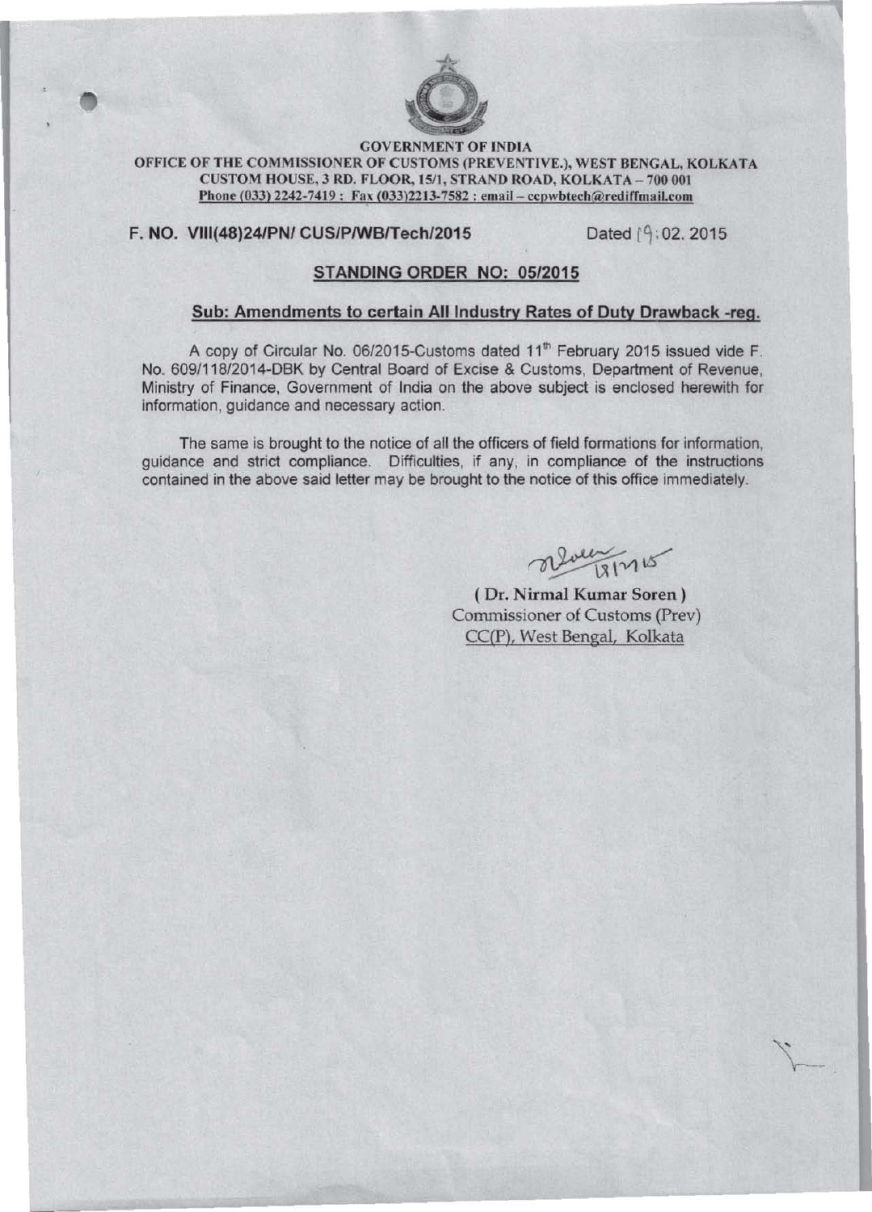GOVERNMENT OF INDIA
OFFICE OF THE COMMISSIONER OF CUSTOMS (PREVENTIVE.), WEST BENGAL, KOLKATA
CUSTOM HOUSE, 3 RD. FLOOR, 15/1, STRAND ROAD, KOLKATA – 700 001
Phone (033) 2242-7419 : Fax (033)2213-7582 : email – ccpwbtech@rediffmail.com

**F. NO. VIII(48)24/PN/ CUS/P/WB/Tech/2015** Dated 19.02. 2015

## STANDING ORDER NO: 05/2015

**Sub: Amendments to certain All Industry Rates of Duty Drawback -reg.**

A copy of Circular No. 06/2015-Customs dated 11th February 2015 issued vide F. No. 609/118/2014-DBK by Central Board of Excise & Customs, Department of Revenue, Ministry of Finance, Government of India on the above subject is enclosed herewith for information, guidance and necessary action.

The same is brought to the notice of all the officers of field formations for information, guidance and strict compliance. Difficulties, if any, in compliance of the instructions contained in the above said letter may be brought to the notice of this office immediately.

18/2/15

( Dr. Nirmal Kumar Soren )
Commissioner of Customs (Prev)
CC(P), West Bengal, Kolkata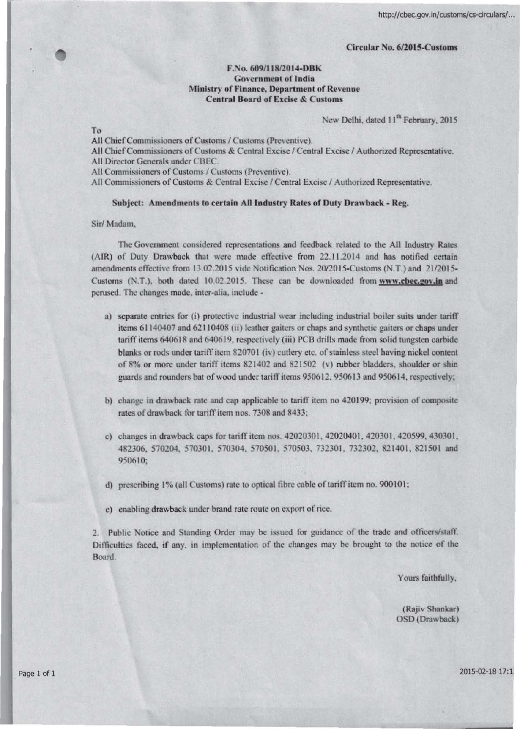**Circular No. 6/2015-Customs**

**F.No. 609/118/2014-DBK**
**Government of India**
**Ministry of Finance, Department of Revenue**
**Central Board of Excise & Customs**

New Delhi, dated 11th February, 2015

To

All Chief Commissioners of Customs / Customs (Preventive).
All Chief Commissioners of Customs & Central Excise / Central Excise / Authorized Representative.
All Director Generals under CBEC.
All Commissioners of Customs / Customs (Preventive).
All Commissioners of Customs & Central Excise / Central Excise / Authorized Representative.

**Subject: Amendments to certain All Industry Rates of Duty Drawback - Reg.**

Sir/ Madam,

The Government considered representations and feedback related to the All Industry Rates (AIR) of Duty Drawback that were made effective from 22.11.2014 and has notified certain amendments effective from 13.02.2015 vide Notification Nos. 20/2015-Customs (N.T.) and 21/2015-Customs (N.T.), both dated 10.02.2015. These can be downloaded from **www.cbec.gov.in** and perused. The changes made, inter-alia, include -

a) separate entries for (i) protective industrial wear including industrial boiler suits under tariff items 61140407 and 62110408 (ii) leather gaiters or chaps and synthetic gaiters or chaps under tariff items 640618 and 640619, respectively (iii) PCB drills made from solid tungsten carbide blanks or rods under tariff item 820701 (iv) cutlery etc. of stainless steel having nickel content of 8% or more under tariff items 821402 and 821502 (v) rubber bladders, shoulder or shin guards and rounders bat of wood under tariff items 950612, 950613 and 950614, respectively;

b) change in drawback rate and cap applicable to tariff item no 420199; provision of composite rates of drawback for tariff item nos. 7308 and 8433;

c) changes in drawback caps for tariff item nos. 42020301, 42020401, 420301, 420599, 430301, 482306, 570204, 570301, 570304, 570501, 570503, 732301, 732302, 821401, 821501 and 950610;

d) prescribing 1% (all Customs) rate to optical fibre cable of tariff item no. 900101;

e) enabling drawback under brand rate route on export of rice.

2. Public Notice and Standing Order may be issued for guidance of the trade and officers/staff. Difficulties faced, if any, in implementation of the changes may be brought to the notice of the Board.

Yours faithfully,

(Rajiv Shankar)
OSD (Drawback)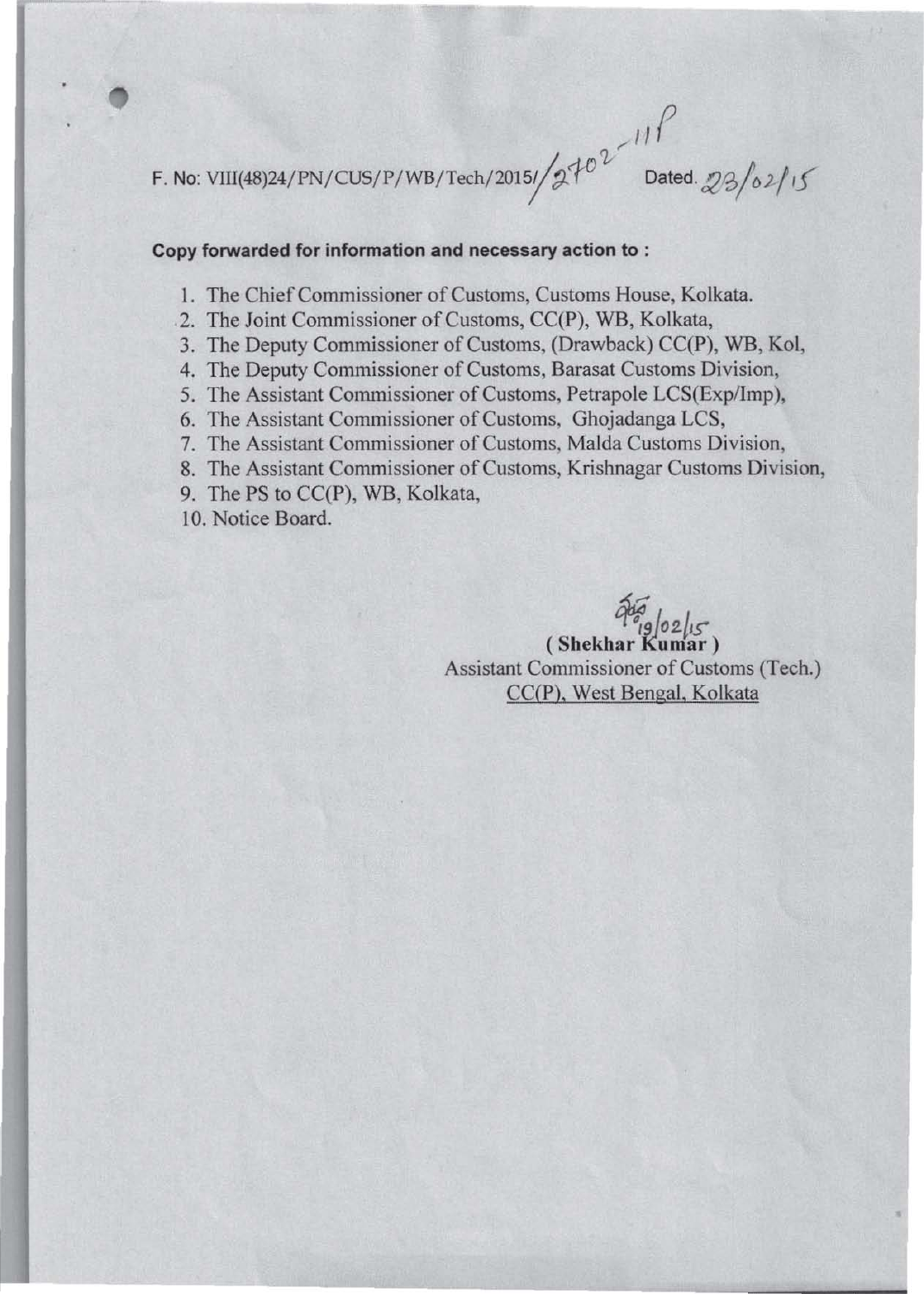F. No: VIII(48)24/PN/CUS/P/WB/Tech/2015/2702-11P Dated. 23/02/15

**Copy forwarded for information and necessary action to :**

1. The Chief Commissioner of Customs, Customs House, Kolkata.
2. The Joint Commissioner of Customs, CC(P), WB, Kolkata,
3. The Deputy Commissioner of Customs, (Drawback) CC(P), WB, Kol,
4. The Deputy Commissioner of Customs, Barasat Customs Division,
5. The Assistant Commissioner of Customs, Petrapole LCS(Exp/Imp),
6. The Assistant Commissioner of Customs, Ghojadanga LCS,
7. The Assistant Commissioner of Customs, Malda Customs Division,
8. The Assistant Commissioner of Customs, Krishnagar Customs Division,
9. The PS to CC(P), WB, Kolkata,
10. Notice Board.

19/02/15

**( Shekhar Kumar )**

Assistant Commissioner of Customs (Tech.)

CC(P), West Bengal, Kolkata